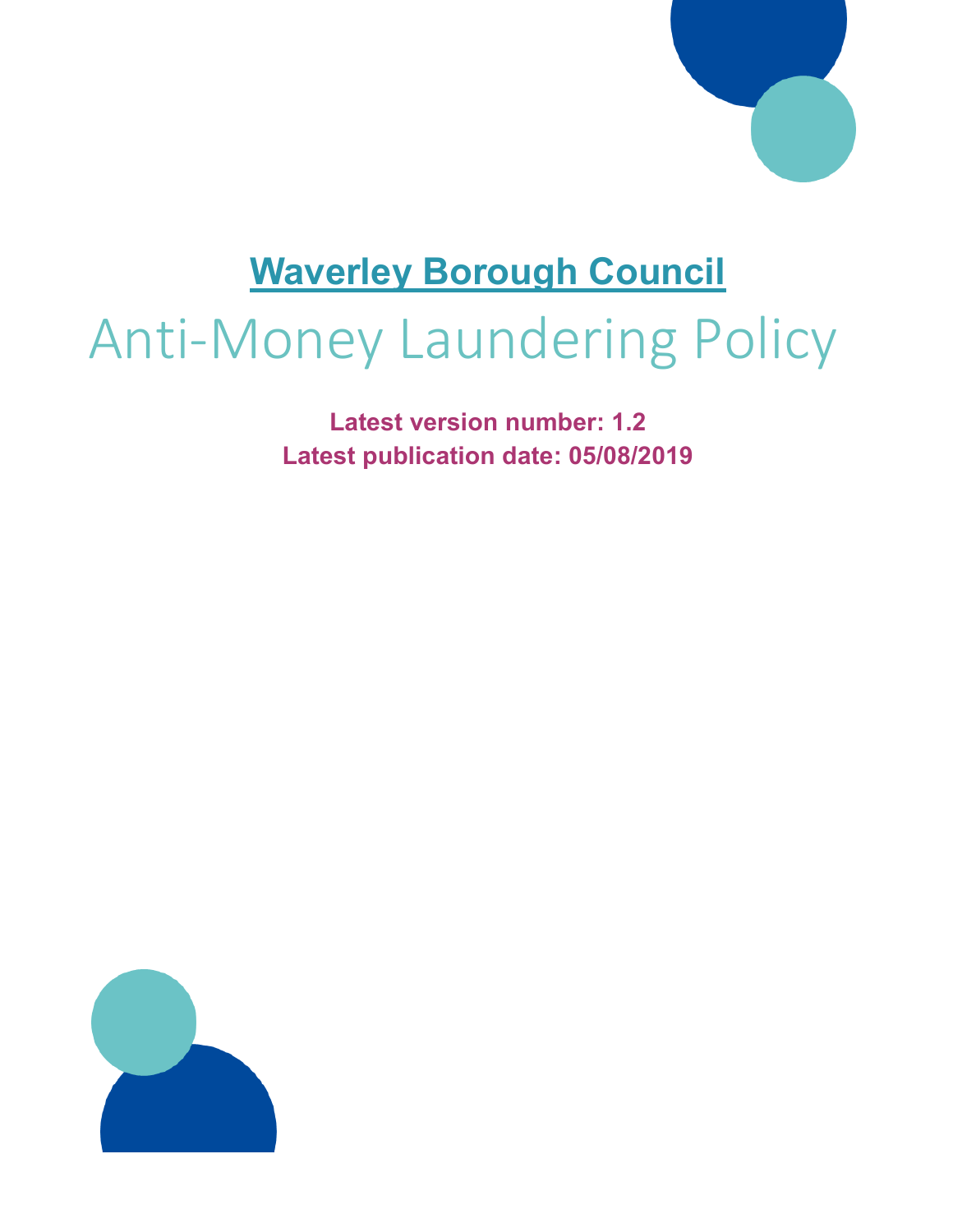# Waverley Borough Council

# Anti-Money Laundering Policy

**Latest version number: 1.2**

**Latest publication date: 05/08/2019**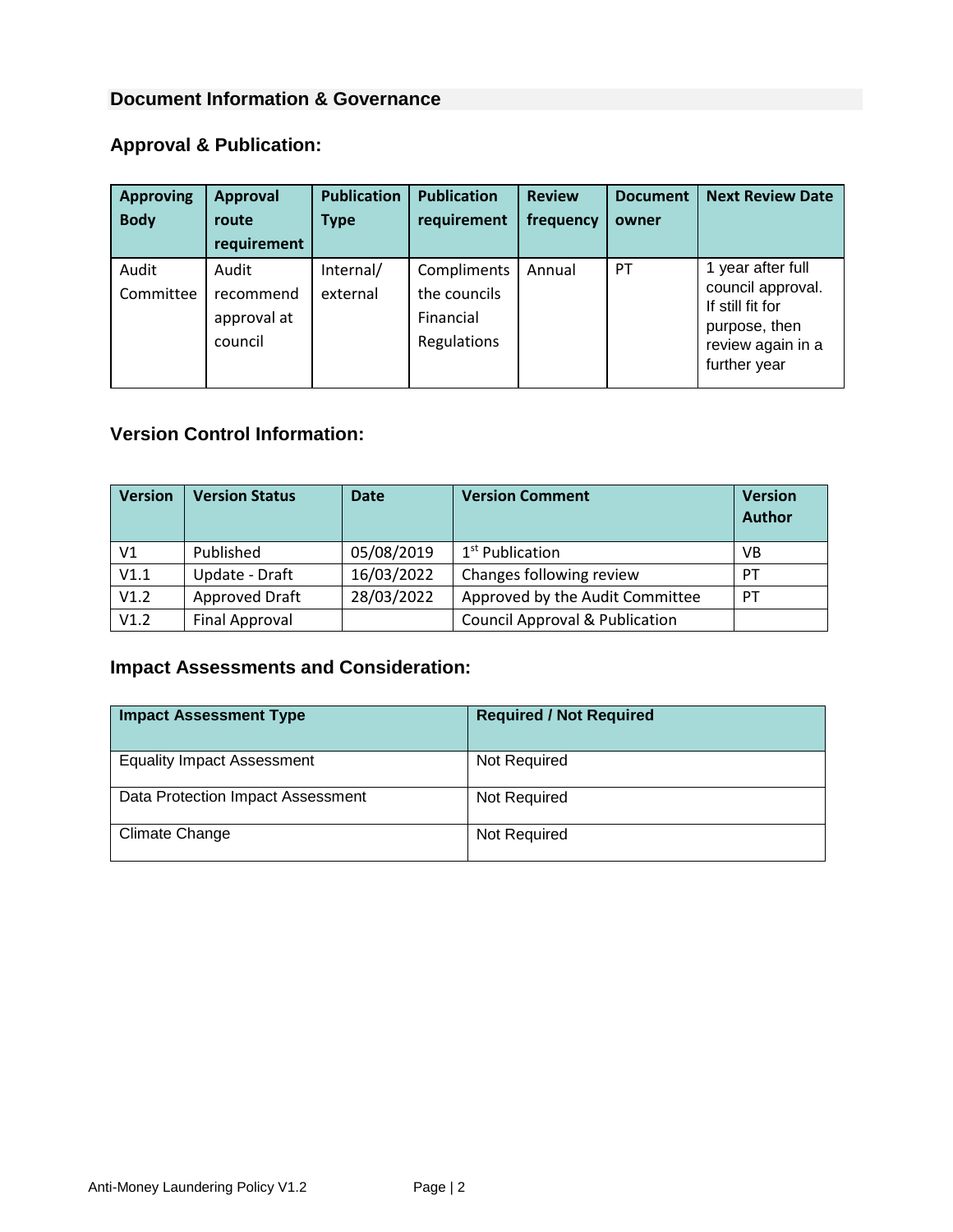## Document Information & Governance

### Approval & Publication:

| Approving Body | Approval route requirement | Publication Type | Publication requirement | Review frequency | Document owner | Next Review Date |
|---|---|---|---|---|---|---|
| Audit Committee | Audit recommend approval at council | Internal/ external | Compliments the councils Financial Regulations | Annual | PT | 1 year after full council approval. If still fit for purpose, then review again in a further year |

### Version Control Information:

| Version | Version Status | Date | Version Comment | Version Author |
|---|---|---|---|---|
| V1 | Published | 05/08/2019 | 1st Publication | VB |
| V1.1 | Update - Draft | 16/03/2022 | Changes following review | PT |
| V1.2 | Approved Draft | 28/03/2022 | Approved by the Audit Committee | PT |
| V1.2 | Final Approval | | Council Approval & Publication | |

### Impact Assessments and Consideration:

| Impact Assessment Type | Required / Not Required |
|---|---|
| Equality Impact Assessment | Not Required |
| Data Protection Impact Assessment | Not Required |
| Climate Change | Not Required |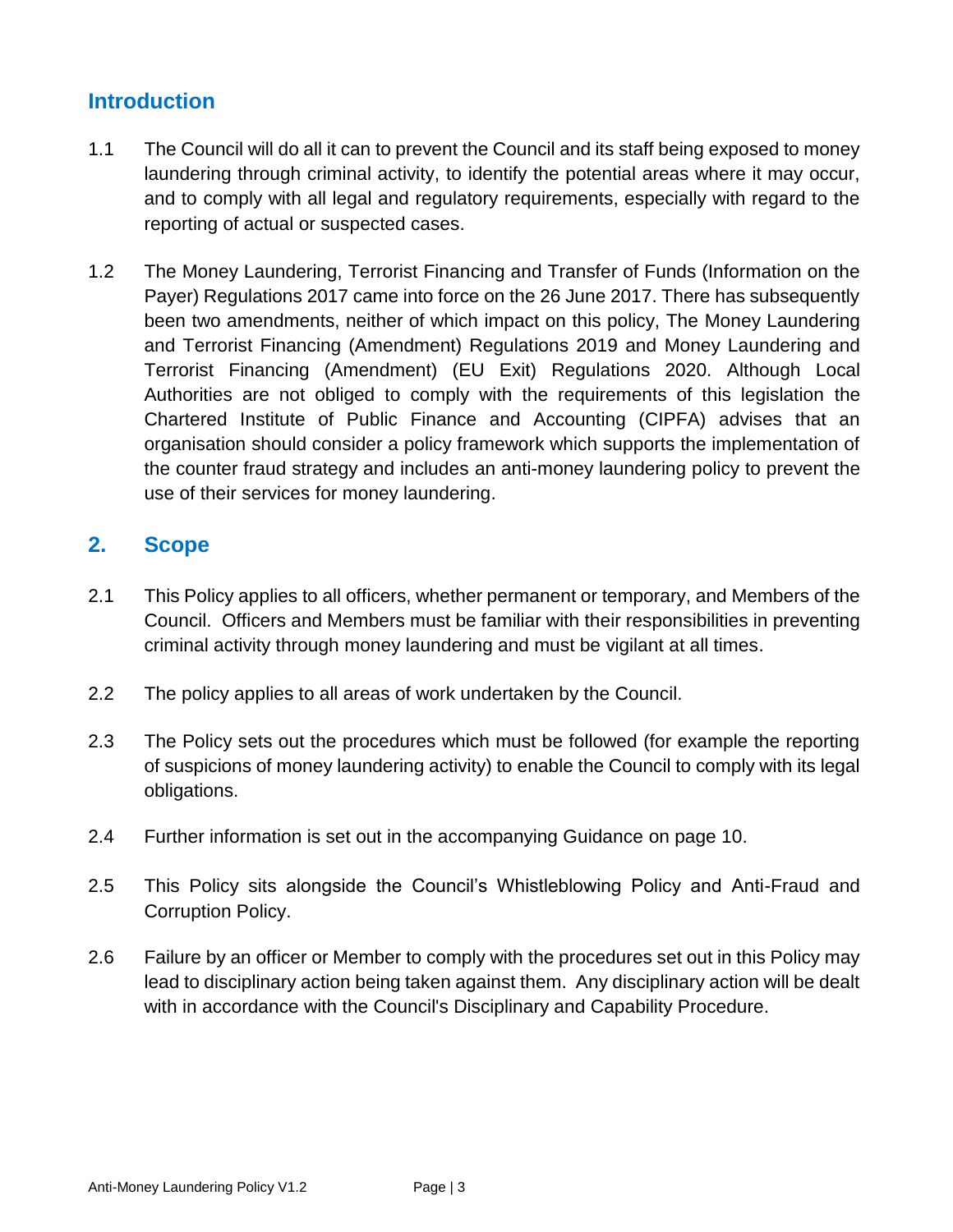## Introduction

1.1 The Council will do all it can to prevent the Council and its staff being exposed to money laundering through criminal activity, to identify the potential areas where it may occur, and to comply with all legal and regulatory requirements, especially with regard to the reporting of actual or suspected cases.

1.2 The Money Laundering, Terrorist Financing and Transfer of Funds (Information on the Payer) Regulations 2017 came into force on the 26 June 2017. There has subsequently been two amendments, neither of which impact on this policy, The Money Laundering and Terrorist Financing (Amendment) Regulations 2019 and Money Laundering and Terrorist Financing (Amendment) (EU Exit) Regulations 2020. Although Local Authorities are not obliged to comply with the requirements of this legislation the Chartered Institute of Public Finance and Accounting (CIPFA) advises that an organisation should consider a policy framework which supports the implementation of the counter fraud strategy and includes an anti-money laundering policy to prevent the use of their services for money laundering.

## 2. Scope

2.1 This Policy applies to all officers, whether permanent or temporary, and Members of the Council. Officers and Members must be familiar with their responsibilities in preventing criminal activity through money laundering and must be vigilant at all times.

2.2 The policy applies to all areas of work undertaken by the Council.

2.3 The Policy sets out the procedures which must be followed (for example the reporting of suspicions of money laundering activity) to enable the Council to comply with its legal obligations.

2.4 Further information is set out in the accompanying Guidance on page 10.

2.5 This Policy sits alongside the Council's Whistleblowing Policy and Anti-Fraud and Corruption Policy.

2.6 Failure by an officer or Member to comply with the procedures set out in this Policy may lead to disciplinary action being taken against them. Any disciplinary action will be dealt with in accordance with the Council's Disciplinary and Capability Procedure.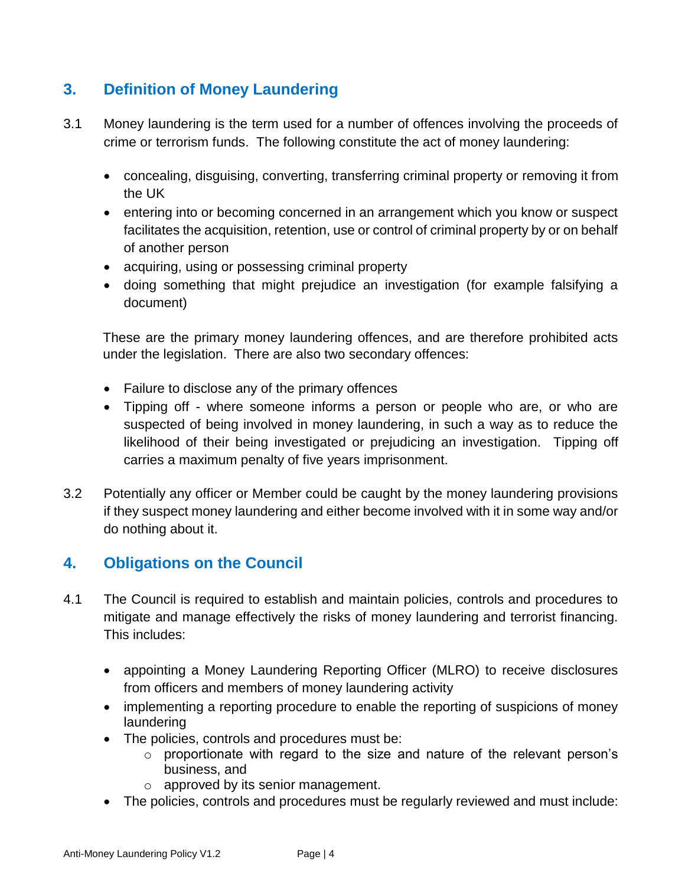## 3. Definition of Money Laundering

3.1 Money laundering is the term used for a number of offences involving the proceeds of crime or terrorism funds. The following constitute the act of money laundering:

- concealing, disguising, converting, transferring criminal property or removing it from the UK
- entering into or becoming concerned in an arrangement which you know or suspect facilitates the acquisition, retention, use or control of criminal property by or on behalf of another person
- acquiring, using or possessing criminal property
- doing something that might prejudice an investigation (for example falsifying a document)

These are the primary money laundering offences, and are therefore prohibited acts under the legislation. There are also two secondary offences:

- Failure to disclose any of the primary offences
- Tipping off - where someone informs a person or people who are, or who are suspected of being involved in money laundering, in such a way as to reduce the likelihood of their being investigated or prejudicing an investigation. Tipping off carries a maximum penalty of five years imprisonment.

3.2 Potentially any officer or Member could be caught by the money laundering provisions if they suspect money laundering and either become involved with it in some way and/or do nothing about it.

## 4. Obligations on the Council

4.1 The Council is required to establish and maintain policies, controls and procedures to mitigate and manage effectively the risks of money laundering and terrorist financing. This includes:

- appointing a Money Laundering Reporting Officer (MLRO) to receive disclosures from officers and members of money laundering activity
- implementing a reporting procedure to enable the reporting of suspicions of money laundering
- The policies, controls and procedures must be:
  - proportionate with regard to the size and nature of the relevant person's business, and
  - approved by its senior management.
- The policies, controls and procedures must be regularly reviewed and must include: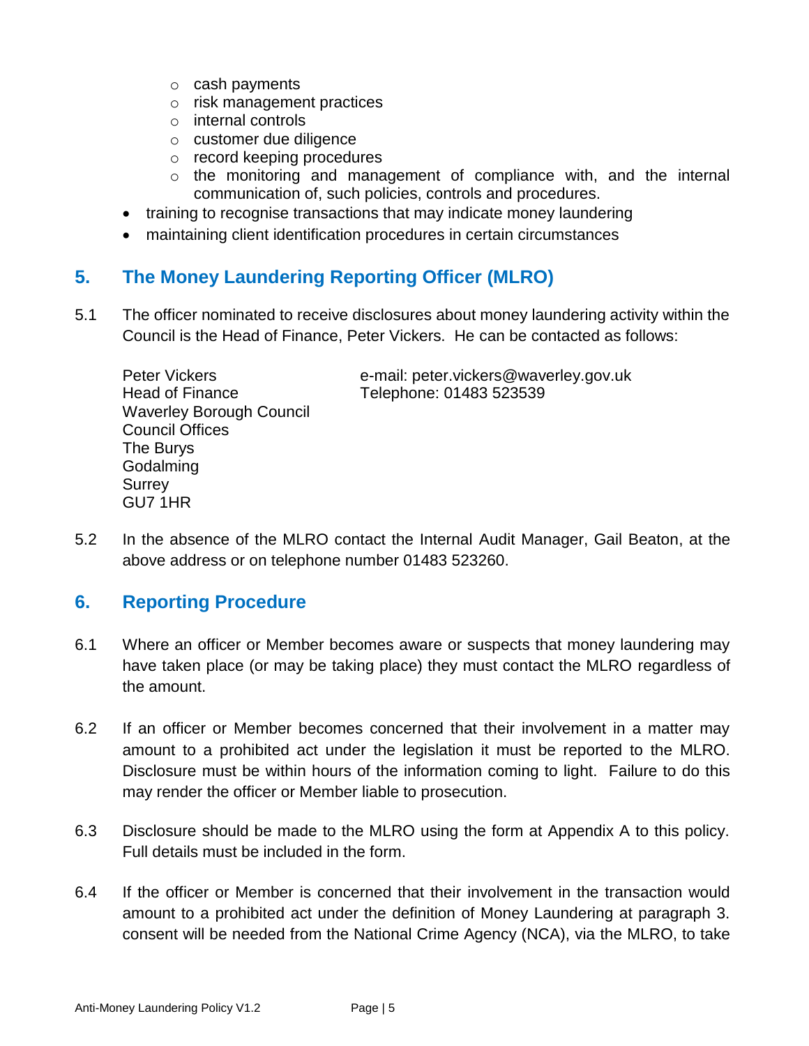- cash payments
  - risk management practices
  - internal controls
  - customer due diligence
  - record keeping procedures
  - the monitoring and management of compliance with, and the internal communication of, such policies, controls and procedures.
- training to recognise transactions that may indicate money laundering
- maintaining client identification procedures in certain circumstances

## 5. The Money Laundering Reporting Officer (MLRO)

5.1 The officer nominated to receive disclosures about money laundering activity within the Council is the Head of Finance, Peter Vickers. He can be contacted as follows:

Peter Vickers
Head of Finance
Waverley Borough Council
Council Offices
The Burys
Godalming
Surrey
GU7 1HR

e-mail: peter.vickers@waverley.gov.uk
Telephone: 01483 523539

5.2 In the absence of the MLRO contact the Internal Audit Manager, Gail Beaton, at the above address or on telephone number 01483 523260.

## 6. Reporting Procedure

6.1 Where an officer or Member becomes aware or suspects that money laundering may have taken place (or may be taking place) they must contact the MLRO regardless of the amount.

6.2 If an officer or Member becomes concerned that their involvement in a matter may amount to a prohibited act under the legislation it must be reported to the MLRO. Disclosure must be within hours of the information coming to light. Failure to do this may render the officer or Member liable to prosecution.

6.3 Disclosure should be made to the MLRO using the form at Appendix A to this policy. Full details must be included in the form.

6.4 If the officer or Member is concerned that their involvement in the transaction would amount to a prohibited act under the definition of Money Laundering at paragraph 3. consent will be needed from the National Crime Agency (NCA), via the MLRO, to take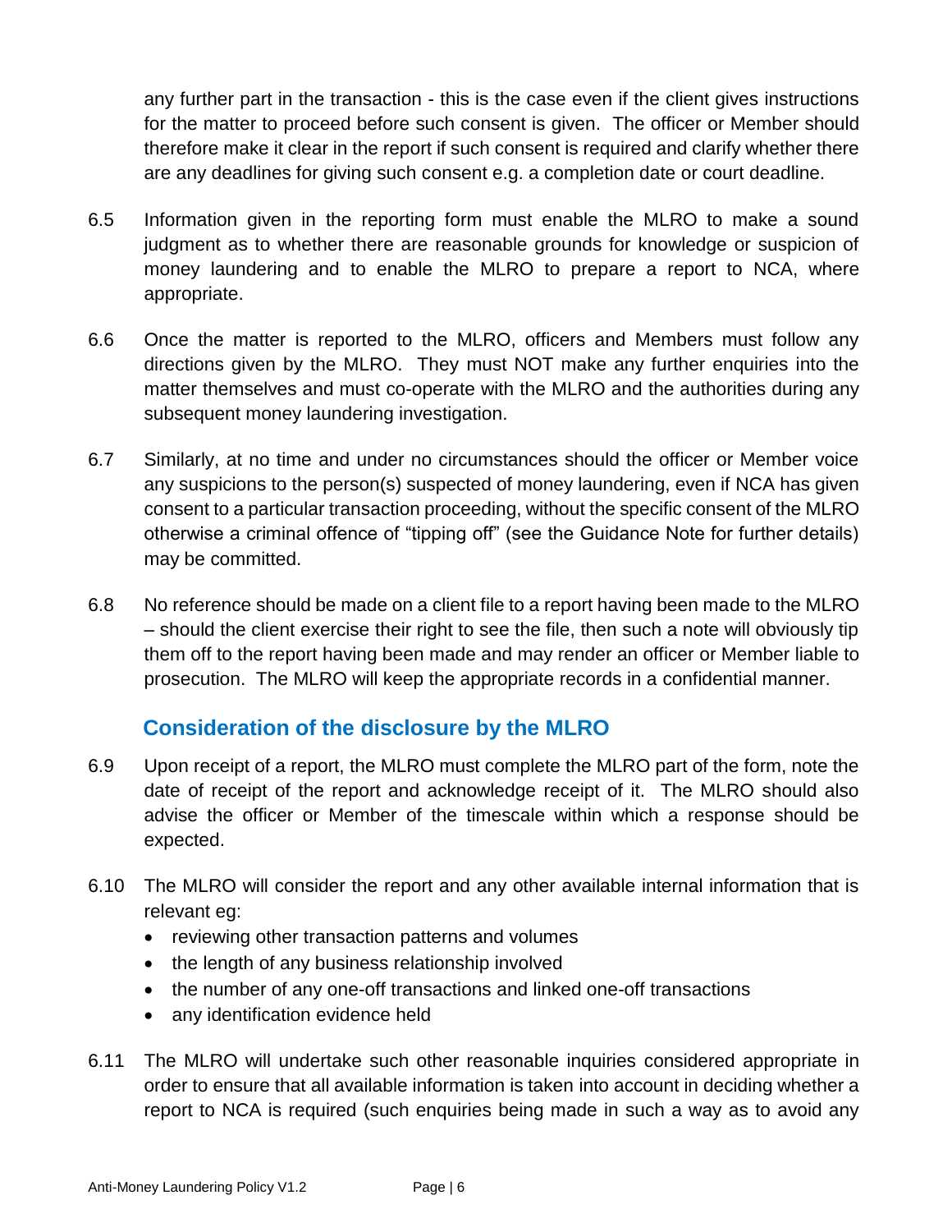any further part in the transaction - this is the case even if the client gives instructions for the matter to proceed before such consent is given. The officer or Member should therefore make it clear in the report if such consent is required and clarify whether there are any deadlines for giving such consent e.g. a completion date or court deadline.

6.5 Information given in the reporting form must enable the MLRO to make a sound judgment as to whether there are reasonable grounds for knowledge or suspicion of money laundering and to enable the MLRO to prepare a report to NCA, where appropriate.

6.6 Once the matter is reported to the MLRO, officers and Members must follow any directions given by the MLRO. They must NOT make any further enquiries into the matter themselves and must co-operate with the MLRO and the authorities during any subsequent money laundering investigation.

6.7 Similarly, at no time and under no circumstances should the officer or Member voice any suspicions to the person(s) suspected of money laundering, even if NCA has given consent to a particular transaction proceeding, without the specific consent of the MLRO otherwise a criminal offence of "tipping off" (see the Guidance Note for further details) may be committed.

6.8 No reference should be made on a client file to a report having been made to the MLRO – should the client exercise their right to see the file, then such a note will obviously tip them off to the report having been made and may render an officer or Member liable to prosecution. The MLRO will keep the appropriate records in a confidential manner.

## Consideration of the disclosure by the MLRO

6.9 Upon receipt of a report, the MLRO must complete the MLRO part of the form, note the date of receipt of the report and acknowledge receipt of it. The MLRO should also advise the officer or Member of the timescale within which a response should be expected.

6.10 The MLRO will consider the report and any other available internal information that is relevant eg:

- reviewing other transaction patterns and volumes
- the length of any business relationship involved
- the number of any one-off transactions and linked one-off transactions
- any identification evidence held

6.11 The MLRO will undertake such other reasonable inquiries considered appropriate in order to ensure that all available information is taken into account in deciding whether a report to NCA is required (such enquiries being made in such a way as to avoid any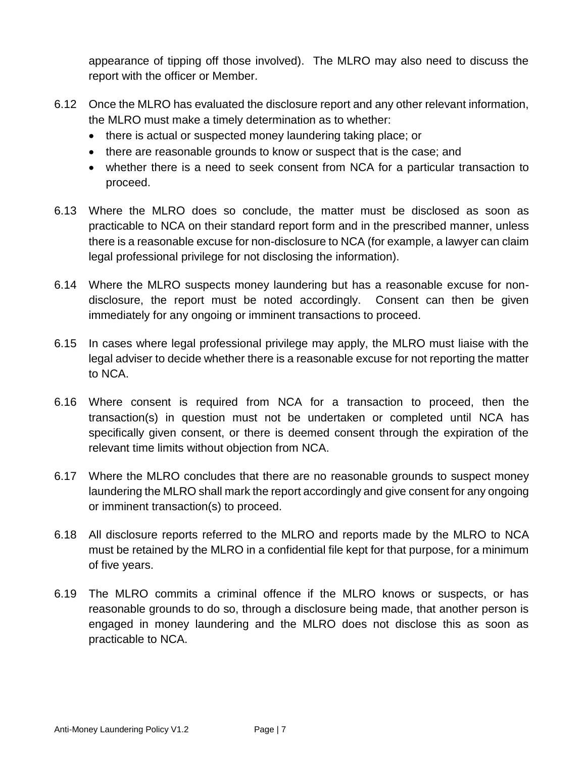appearance of tipping off those involved). The MLRO may also need to discuss the report with the officer or Member.

6.12 Once the MLRO has evaluated the disclosure report and any other relevant information, the MLRO must make a timely determination as to whether:

- there is actual or suspected money laundering taking place; or
- there are reasonable grounds to know or suspect that is the case; and
- whether there is a need to seek consent from NCA for a particular transaction to proceed.

6.13 Where the MLRO does so conclude, the matter must be disclosed as soon as practicable to NCA on their standard report form and in the prescribed manner, unless there is a reasonable excuse for non-disclosure to NCA (for example, a lawyer can claim legal professional privilege for not disclosing the information).

6.14 Where the MLRO suspects money laundering but has a reasonable excuse for non-disclosure, the report must be noted accordingly. Consent can then be given immediately for any ongoing or imminent transactions to proceed.

6.15 In cases where legal professional privilege may apply, the MLRO must liaise with the legal adviser to decide whether there is a reasonable excuse for not reporting the matter to NCA.

6.16 Where consent is required from NCA for a transaction to proceed, then the transaction(s) in question must not be undertaken or completed until NCA has specifically given consent, or there is deemed consent through the expiration of the relevant time limits without objection from NCA.

6.17 Where the MLRO concludes that there are no reasonable grounds to suspect money laundering the MLRO shall mark the report accordingly and give consent for any ongoing or imminent transaction(s) to proceed.

6.18 All disclosure reports referred to the MLRO and reports made by the MLRO to NCA must be retained by the MLRO in a confidential file kept for that purpose, for a minimum of five years.

6.19 The MLRO commits a criminal offence if the MLRO knows or suspects, or has reasonable grounds to do so, through a disclosure being made, that another person is engaged in money laundering and the MLRO does not disclose this as soon as practicable to NCA.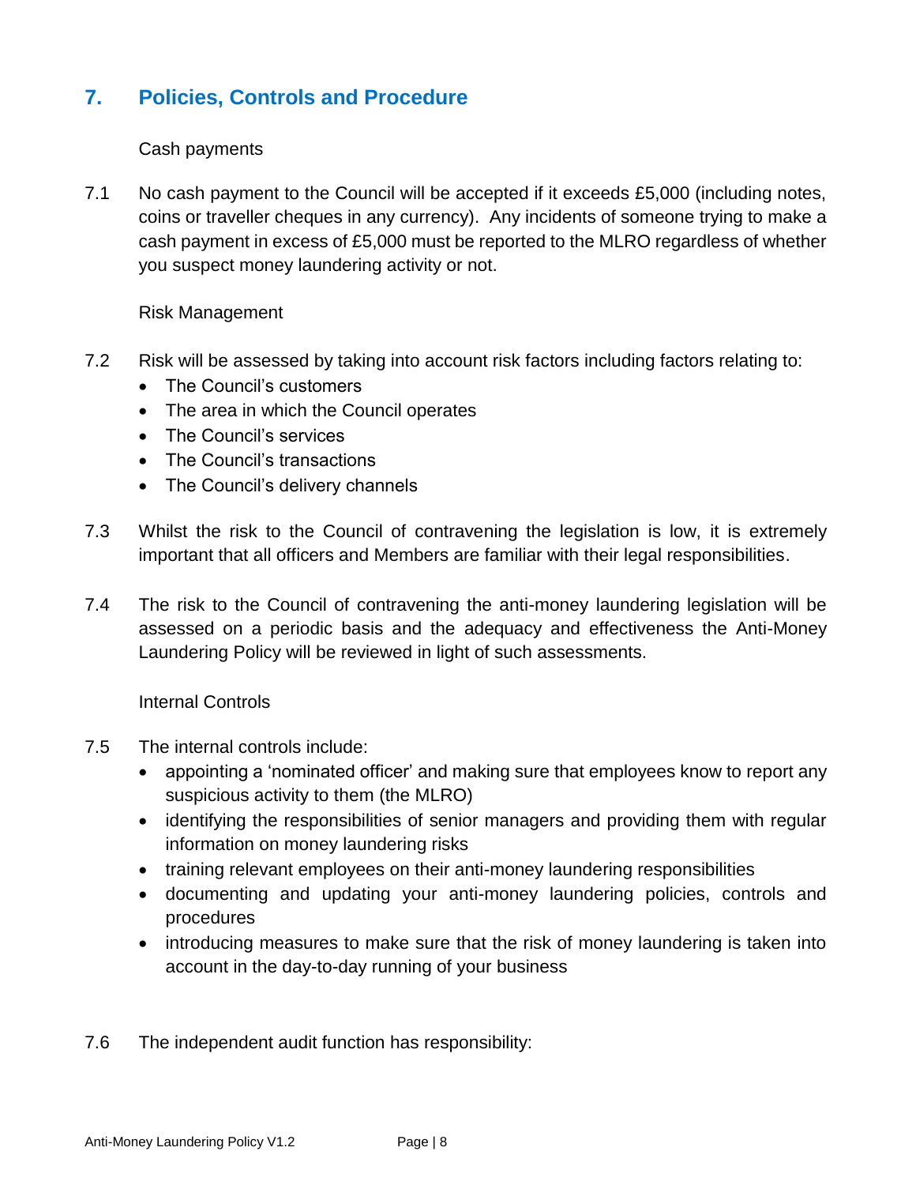## 7. Policies, Controls and Procedure

Cash payments

7.1 No cash payment to the Council will be accepted if it exceeds £5,000 (including notes, coins or traveller cheques in any currency). Any incidents of someone trying to make a cash payment in excess of £5,000 must be reported to the MLRO regardless of whether you suspect money laundering activity or not.

Risk Management

7.2 Risk will be assessed by taking into account risk factors including factors relating to:

- The Council's customers
- The area in which the Council operates
- The Council's services
- The Council's transactions
- The Council's delivery channels

7.3 Whilst the risk to the Council of contravening the legislation is low, it is extremely important that all officers and Members are familiar with their legal responsibilities.

7.4 The risk to the Council of contravening the anti-money laundering legislation will be assessed on a periodic basis and the adequacy and effectiveness the Anti-Money Laundering Policy will be reviewed in light of such assessments.

Internal Controls

7.5 The internal controls include:

- appointing a 'nominated officer' and making sure that employees know to report any suspicious activity to them (the MLRO)
- identifying the responsibilities of senior managers and providing them with regular information on money laundering risks
- training relevant employees on their anti-money laundering responsibilities
- documenting and updating your anti-money laundering policies, controls and procedures
- introducing measures to make sure that the risk of money laundering is taken into account in the day-to-day running of your business

7.6 The independent audit function has responsibility: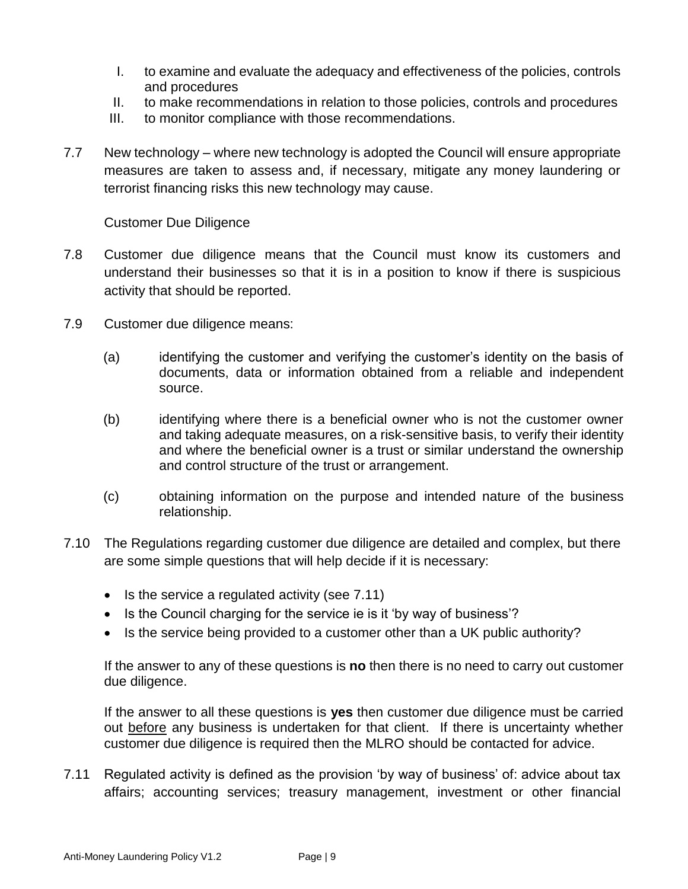I. to examine and evaluate the adequacy and effectiveness of the policies, controls and procedures
II. to make recommendations in relation to those policies, controls and procedures
III. to monitor compliance with those recommendations.

7.7 New technology – where new technology is adopted the Council will ensure appropriate measures are taken to assess and, if necessary, mitigate any money laundering or terrorist financing risks this new technology may cause.

Customer Due Diligence

7.8 Customer due diligence means that the Council must know its customers and understand their businesses so that it is in a position to know if there is suspicious activity that should be reported.

7.9 Customer due diligence means:

(a) identifying the customer and verifying the customer's identity on the basis of documents, data or information obtained from a reliable and independent source.

(b) identifying where there is a beneficial owner who is not the customer owner and taking adequate measures, on a risk-sensitive basis, to verify their identity and where the beneficial owner is a trust or similar understand the ownership and control structure of the trust or arrangement.

(c) obtaining information on the purpose and intended nature of the business relationship.

7.10 The Regulations regarding customer due diligence are detailed and complex, but there are some simple questions that will help decide if it is necessary:

- Is the service a regulated activity (see 7.11)
- Is the Council charging for the service ie is it 'by way of business'?
- Is the service being provided to a customer other than a UK public authority?

If the answer to any of these questions is **no** then there is no need to carry out customer due diligence.

If the answer to all these questions is **yes** then customer due diligence must be carried out <u>before</u> any business is undertaken for that client. If there is uncertainty whether customer due diligence is required then the MLRO should be contacted for advice.

7.11 Regulated activity is defined as the provision 'by way of business' of: advice about tax affairs; accounting services; treasury management, investment or other financial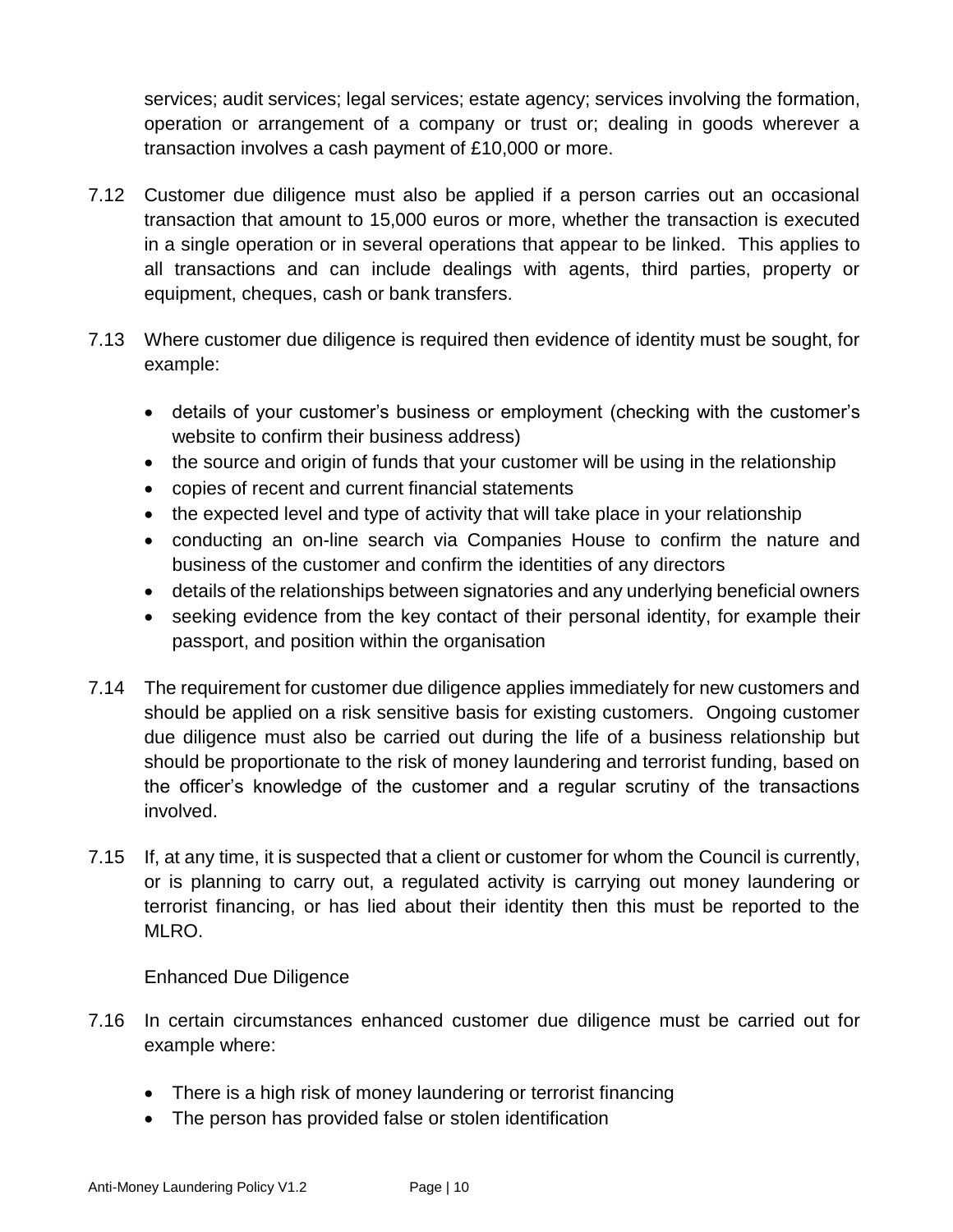services; audit services; legal services; estate agency; services involving the formation, operation or arrangement of a company or trust or; dealing in goods wherever a transaction involves a cash payment of £10,000 or more.

7.12 Customer due diligence must also be applied if a person carries out an occasional transaction that amount to 15,000 euros or more, whether the transaction is executed in a single operation or in several operations that appear to be linked. This applies to all transactions and can include dealings with agents, third parties, property or equipment, cheques, cash or bank transfers.

7.13 Where customer due diligence is required then evidence of identity must be sought, for example:

- details of your customer's business or employment (checking with the customer's website to confirm their business address)
- the source and origin of funds that your customer will be using in the relationship
- copies of recent and current financial statements
- the expected level and type of activity that will take place in your relationship
- conducting an on-line search via Companies House to confirm the nature and business of the customer and confirm the identities of any directors
- details of the relationships between signatories and any underlying beneficial owners
- seeking evidence from the key contact of their personal identity, for example their passport, and position within the organisation

7.14 The requirement for customer due diligence applies immediately for new customers and should be applied on a risk sensitive basis for existing customers. Ongoing customer due diligence must also be carried out during the life of a business relationship but should be proportionate to the risk of money laundering and terrorist funding, based on the officer's knowledge of the customer and a regular scrutiny of the transactions involved.

7.15 If, at any time, it is suspected that a client or customer for whom the Council is currently, or is planning to carry out, a regulated activity is carrying out money laundering or terrorist financing, or has lied about their identity then this must be reported to the MLRO.

Enhanced Due Diligence

7.16 In certain circumstances enhanced customer due diligence must be carried out for example where:

- There is a high risk of money laundering or terrorist financing
- The person has provided false or stolen identification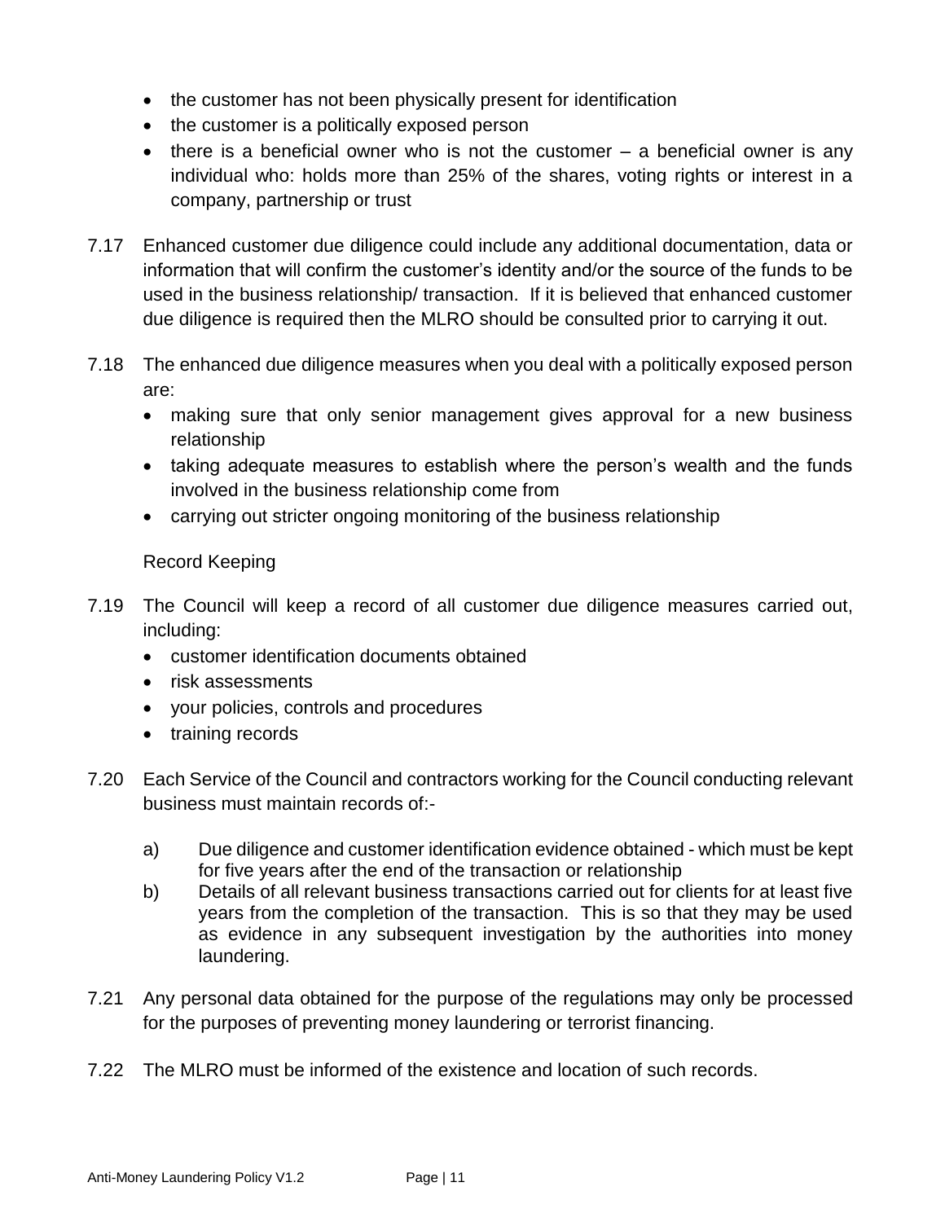- the customer has not been physically present for identification
- the customer is a politically exposed person
- there is a beneficial owner who is not the customer – a beneficial owner is any individual who: holds more than 25% of the shares, voting rights or interest in a company, partnership or trust

7.17 Enhanced customer due diligence could include any additional documentation, data or information that will confirm the customer's identity and/or the source of the funds to be used in the business relationship/ transaction. If it is believed that enhanced customer due diligence is required then the MLRO should be consulted prior to carrying it out.

7.18 The enhanced due diligence measures when you deal with a politically exposed person are:

- making sure that only senior management gives approval for a new business relationship
- taking adequate measures to establish where the person's wealth and the funds involved in the business relationship come from
- carrying out stricter ongoing monitoring of the business relationship

Record Keeping

7.19 The Council will keep a record of all customer due diligence measures carried out, including:

- customer identification documents obtained
- risk assessments
- your policies, controls and procedures
- training records

7.20 Each Service of the Council and contractors working for the Council conducting relevant business must maintain records of:-

a) Due diligence and customer identification evidence obtained - which must be kept for five years after the end of the transaction or relationship

b) Details of all relevant business transactions carried out for clients for at least five years from the completion of the transaction. This is so that they may be used as evidence in any subsequent investigation by the authorities into money laundering.

7.21 Any personal data obtained for the purpose of the regulations may only be processed for the purposes of preventing money laundering or terrorist financing.

7.22 The MLRO must be informed of the existence and location of such records.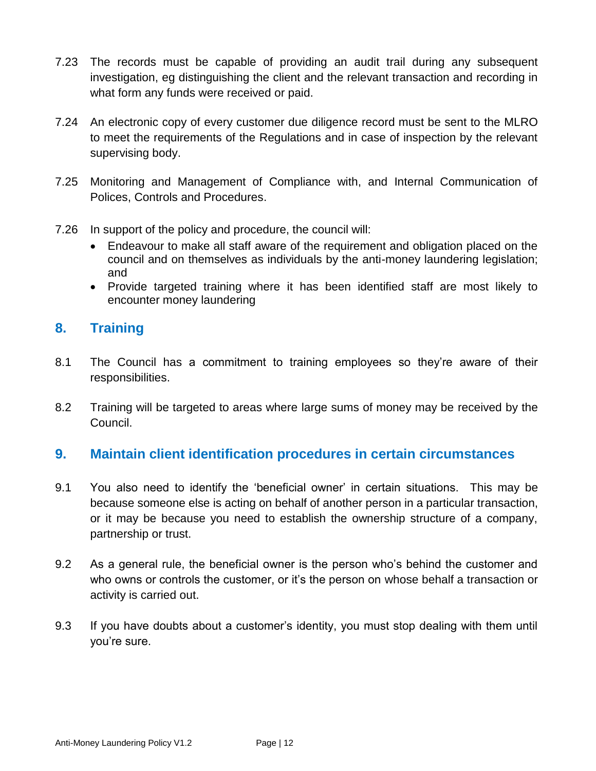7.23 The records must be capable of providing an audit trail during any subsequent investigation, eg distinguishing the client and the relevant transaction and recording in what form any funds were received or paid.

7.24 An electronic copy of every customer due diligence record must be sent to the MLRO to meet the requirements of the Regulations and in case of inspection by the relevant supervising body.

7.25 Monitoring and Management of Compliance with, and Internal Communication of Polices, Controls and Procedures.

7.26 In support of the policy and procedure, the council will:

- Endeavour to make all staff aware of the requirement and obligation placed on the council and on themselves as individuals by the anti-money laundering legislation; and
- Provide targeted training where it has been identified staff are most likely to encounter money laundering

## 8. Training

8.1 The Council has a commitment to training employees so they're aware of their responsibilities.

8.2 Training will be targeted to areas where large sums of money may be received by the Council.

## 9. Maintain client identification procedures in certain circumstances

9.1 You also need to identify the 'beneficial owner' in certain situations. This may be because someone else is acting on behalf of another person in a particular transaction, or it may be because you need to establish the ownership structure of a company, partnership or trust.

9.2 As a general rule, the beneficial owner is the person who's behind the customer and who owns or controls the customer, or it's the person on whose behalf a transaction or activity is carried out.

9.3 If you have doubts about a customer's identity, you must stop dealing with them until you're sure.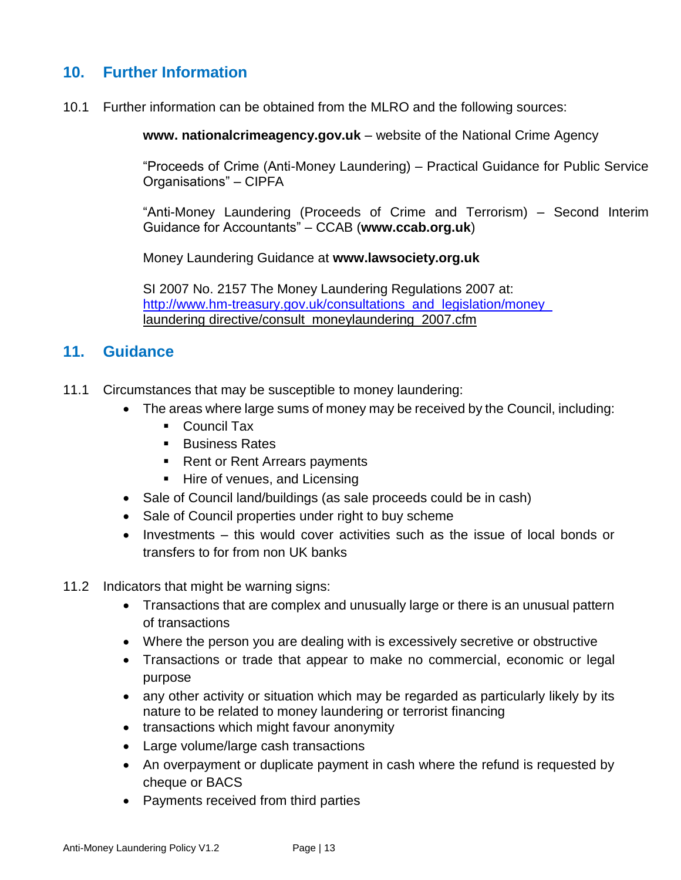## 10. Further Information

10.1 Further information can be obtained from the MLRO and the following sources:

**www. nationalcrimeagency.gov.uk** – website of the National Crime Agency

"Proceeds of Crime (Anti-Money Laundering) – Practical Guidance for Public Service Organisations" – CIPFA

"Anti-Money Laundering (Proceeds of Crime and Terrorism) – Second Interim Guidance for Accountants" – CCAB (**www.ccab.org.uk**)

Money Laundering Guidance at **www.lawsociety.org.uk**

SI 2007 No. 2157 The Money Laundering Regulations 2007 at:
http://www.hm-treasury.gov.uk/consultations_and_legislation/money_laundering_directive/consult_moneylaundering_2007.cfm

## 11. Guidance

11.1 Circumstances that may be susceptible to money laundering:

- The areas where large sums of money may be received by the Council, including:
  - Council Tax
  - Business Rates
  - Rent or Rent Arrears payments
  - Hire of venues, and Licensing
- Sale of Council land/buildings (as sale proceeds could be in cash)
- Sale of Council properties under right to buy scheme
- Investments – this would cover activities such as the issue of local bonds or transfers to for from non UK banks

11.2 Indicators that might be warning signs:

- Transactions that are complex and unusually large or there is an unusual pattern of transactions
- Where the person you are dealing with is excessively secretive or obstructive
- Transactions or trade that appear to make no commercial, economic or legal purpose
- any other activity or situation which may be regarded as particularly likely by its nature to be related to money laundering or terrorist financing
- transactions which might favour anonymity
- Large volume/large cash transactions
- An overpayment or duplicate payment in cash where the refund is requested by cheque or BACS
- Payments received from third parties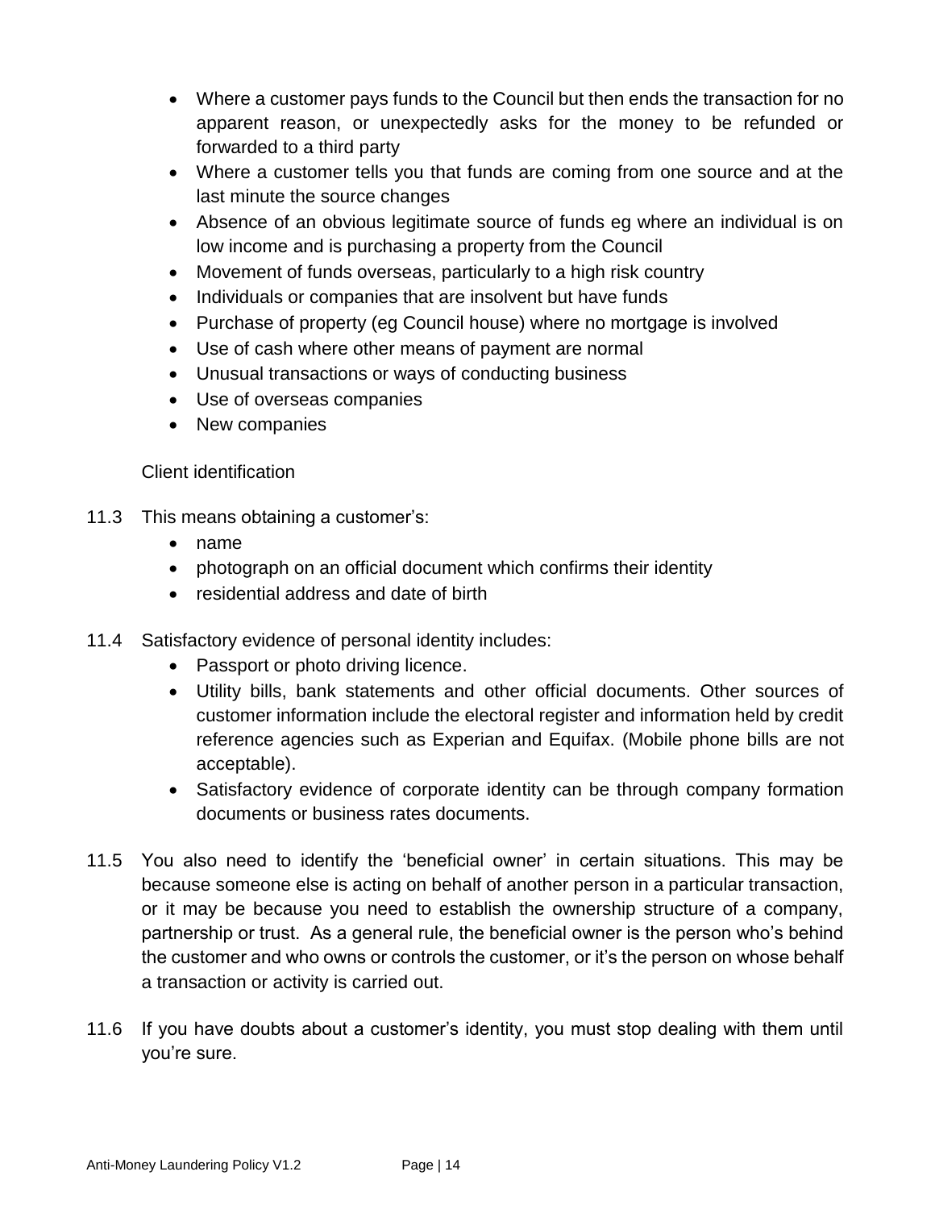- Where a customer pays funds to the Council but then ends the transaction for no apparent reason, or unexpectedly asks for the money to be refunded or forwarded to a third party
- Where a customer tells you that funds are coming from one source and at the last minute the source changes
- Absence of an obvious legitimate source of funds eg where an individual is on low income and is purchasing a property from the Council
- Movement of funds overseas, particularly to a high risk country
- Individuals or companies that are insolvent but have funds
- Purchase of property (eg Council house) where no mortgage is involved
- Use of cash where other means of payment are normal
- Unusual transactions or ways of conducting business
- Use of overseas companies
- New companies

Client identification

11.3 This means obtaining a customer's:

- name
- photograph on an official document which confirms their identity
- residential address and date of birth

11.4 Satisfactory evidence of personal identity includes:

- Passport or photo driving licence.
- Utility bills, bank statements and other official documents. Other sources of customer information include the electoral register and information held by credit reference agencies such as Experian and Equifax. (Mobile phone bills are not acceptable).
- Satisfactory evidence of corporate identity can be through company formation documents or business rates documents.

11.5 You also need to identify the 'beneficial owner' in certain situations. This may be because someone else is acting on behalf of another person in a particular transaction, or it may be because you need to establish the ownership structure of a company, partnership or trust. As a general rule, the beneficial owner is the person who's behind the customer and who owns or controls the customer, or it's the person on whose behalf a transaction or activity is carried out.

11.6 If you have doubts about a customer's identity, you must stop dealing with them until you're sure.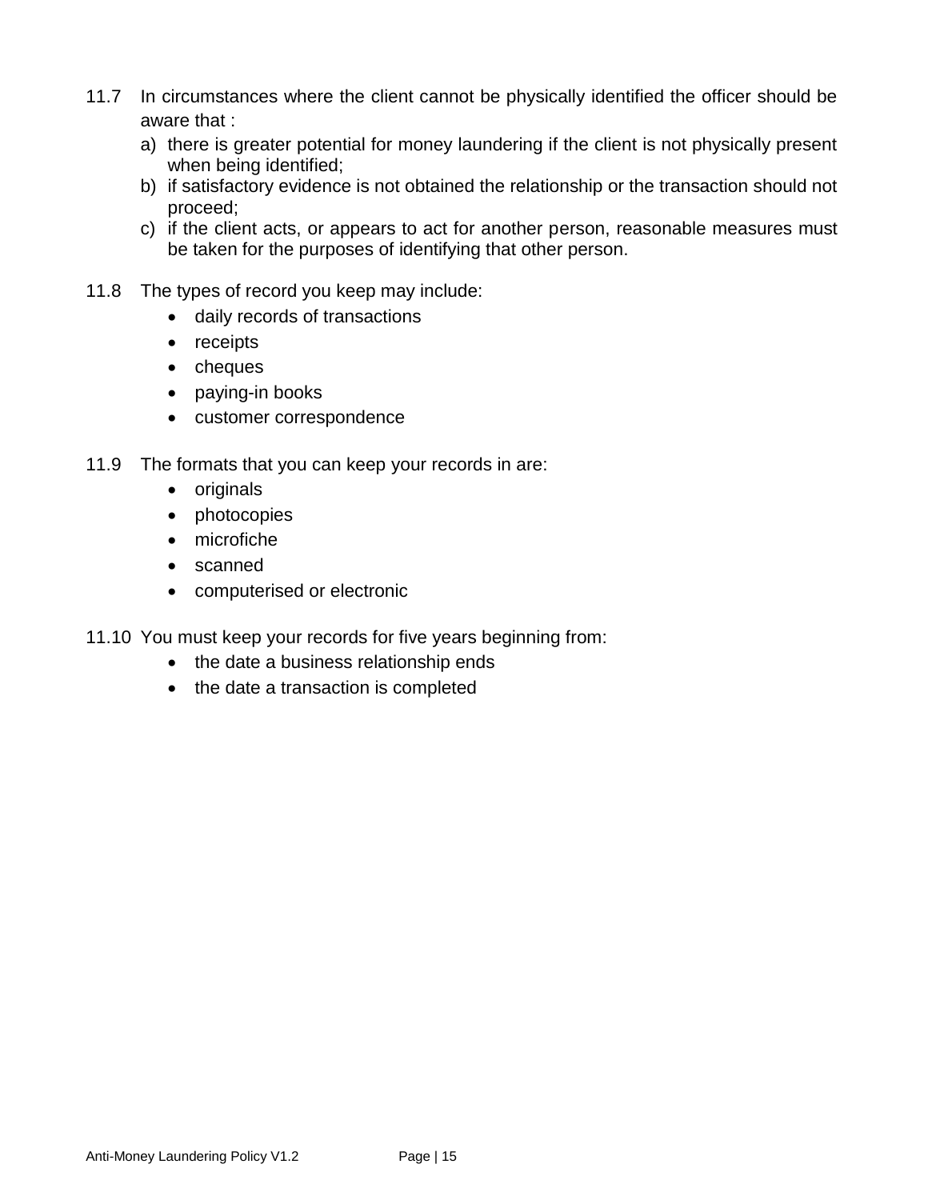11.7 In circumstances where the client cannot be physically identified the officer should be aware that :

a) there is greater potential for money laundering if the client is not physically present when being identified;
b) if satisfactory evidence is not obtained the relationship or the transaction should not proceed;
c) if the client acts, or appears to act for another person, reasonable measures must be taken for the purposes of identifying that other person.

11.8 The types of record you keep may include:

- daily records of transactions
- receipts
- cheques
- paying-in books
- customer correspondence

11.9 The formats that you can keep your records in are:

- originals
- photocopies
- microfiche
- scanned
- computerised or electronic

11.10 You must keep your records for five years beginning from:

- the date a business relationship ends
- the date a transaction is completed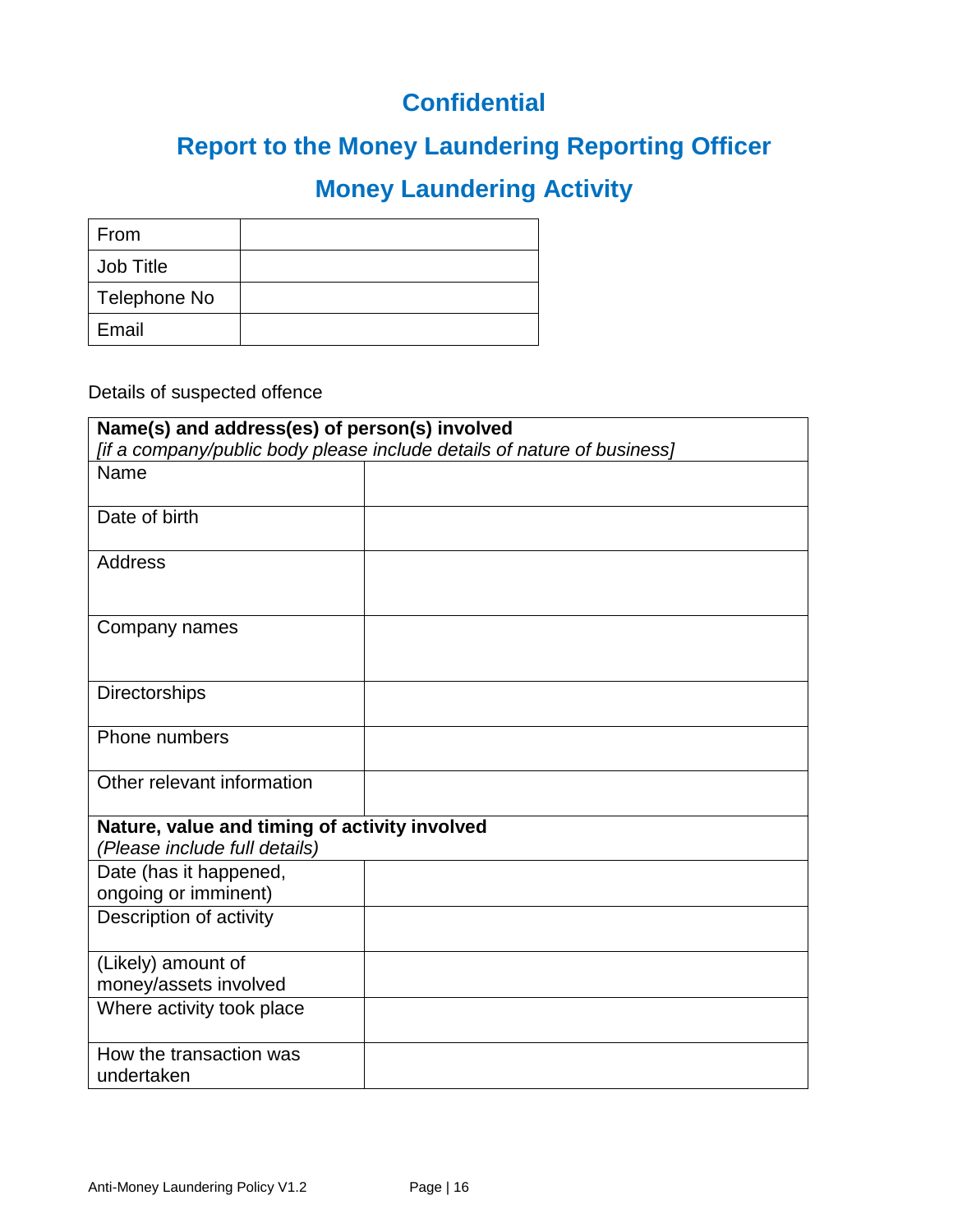## Confidential

## Report to the Money Laundering Reporting Officer

## Money Laundering Activity

| From | |
|---|---|
| Job Title | |
| Telephone No | |
| Email | |

Details of suspected offence

| **Name(s) and address(es) of person(s) involved** *[if a company/public body please include details of nature of business]* | |
|---|---|
| Name | |
| Date of birth | |
| Address | |
| Company names | |
| Directorships | |
| Phone numbers | |
| Other relevant information | |
| **Nature, value and timing of activity involved** *(Please include full details)* | |
| Date (has it happened, ongoing or imminent) | |
| Description of activity | |
| (Likely) amount of money/assets involved | |
| Where activity took place | |
| How the transaction was undertaken | |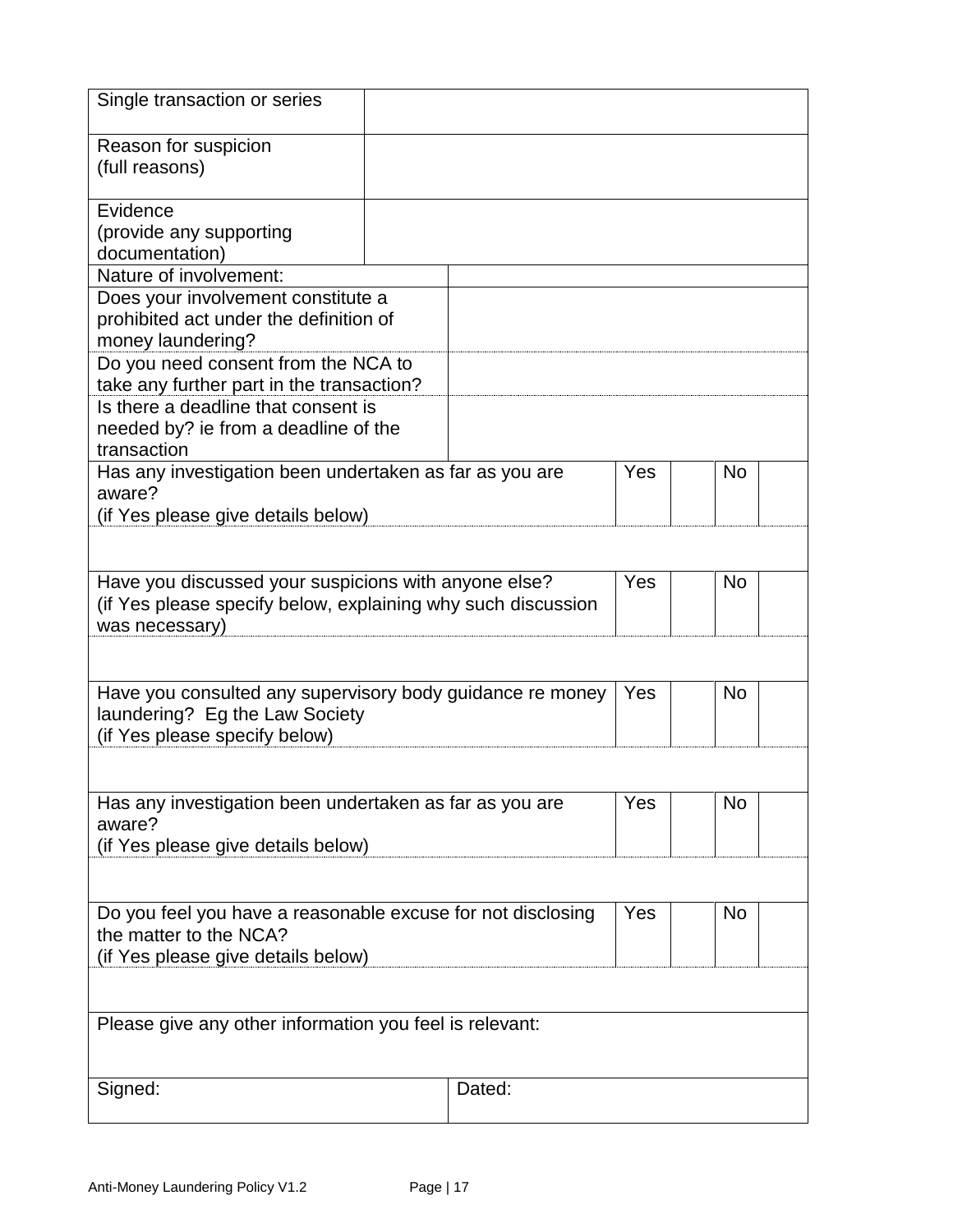| Single transaction or series | | | | | |
|---|---|---|---|---|---|
| Reason for suspicion<br>(full reasons) | | | | | |
| Evidence<br>(provide any supporting documentation) | | | | | |
| Nature of involvement: | | | | | |
| Does your involvement constitute a prohibited act under the definition of money laundering? | | | | | |
| Do you need consent from the NCA to take any further part in the transaction? | | | | | |
| Is there a deadline that consent is needed by? ie from a deadline of the transaction | | | | | |
| Has any investigation been undertaken as far as you are aware?<br>(if Yes please give details below) | Yes | | No | | |
| | | | | | |
| Have you discussed your suspicions with anyone else?<br>(if Yes please specify below, explaining why such discussion was necessary) | Yes | | No | | |
| | | | | | |
| Have you consulted any supervisory body guidance re money laundering? Eg the Law Society<br>(if Yes please specify below) | Yes | | No | | |
| | | | | | |
| Has any investigation been undertaken as far as you are aware?<br>(if Yes please give details below) | Yes | | No | | |
| | | | | | |
| Do you feel you have a reasonable excuse for not disclosing the matter to the NCA?<br>(if Yes please give details below) | Yes | | No | | |
| | | | | | |
| Please give any other information you feel is relevant: | | | | | |
| Signed: | Dated: | | | | |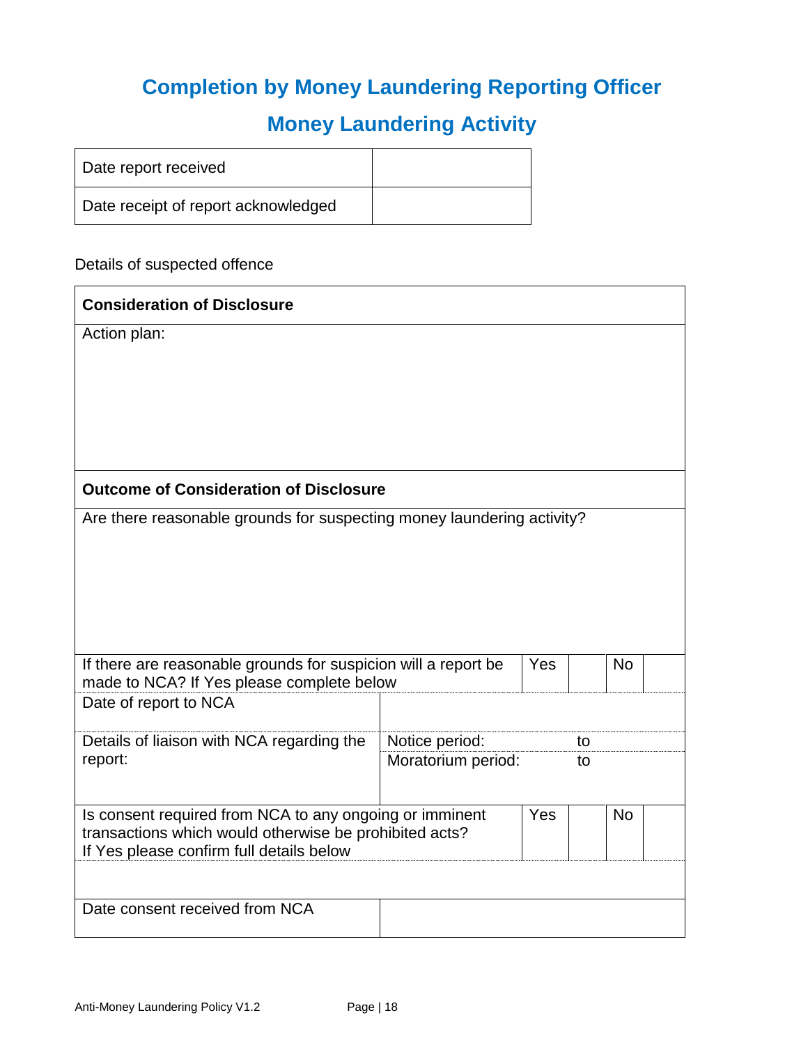# Completion by Money Laundering Reporting Officer

## Money Laundering Activity

| Date report received | |
|---|---|
| Date receipt of report acknowledged | |

Details of suspected offence

| **Consideration of Disclosure** | | | | | |
|---|---|---|---|---|---|
| Action plan: | | | | | |
| **Outcome of Consideration of Disclosure** | | | | | |
| Are there reasonable grounds for suspecting money laundering activity? | | | | | |
| If there are reasonable grounds for suspicion will a report be made to NCA? If Yes please complete below | | Yes | | No | |
| Date of report to NCA | | | | | |
| Details of liaison with NCA regarding the report: | Notice period: to | | | | |
| | Moratorium period: to | | | | |
| Is consent required from NCA to any ongoing or imminent transactions which would otherwise be prohibited acts? If Yes please confirm full details below | | Yes | | No | |
| | | | | | |
| Date consent received from NCA | | | | | |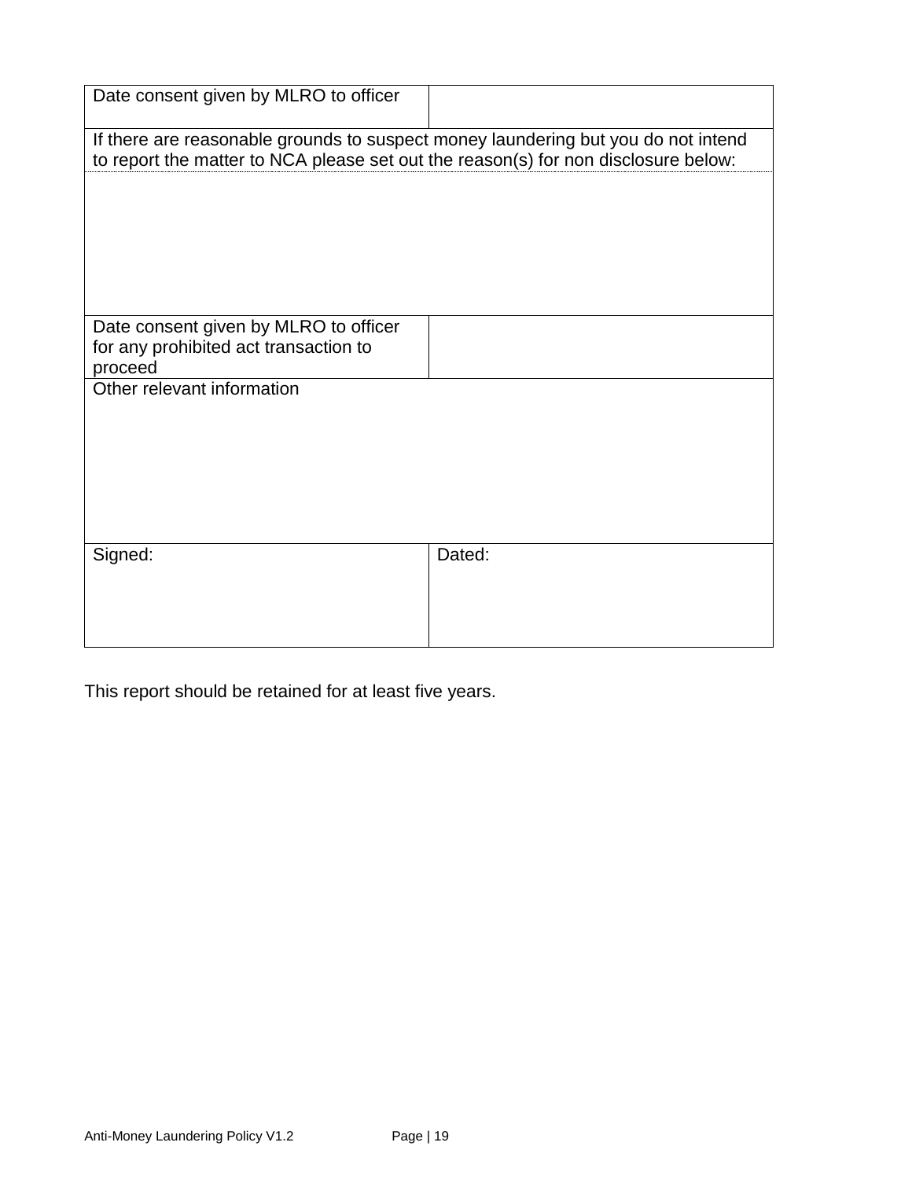| | |
|---|---|
| Date consent given by MLRO to officer | |
| If there are reasonable grounds to suspect money laundering but you do not intend to report the matter to NCA please set out the reason(s) for non disclosure below: | |
| | |
| Date consent given by MLRO to officer for any prohibited act transaction to proceed | |
| Other relevant information | |
| Signed: | Dated: |

This report should be retained for at least five years.